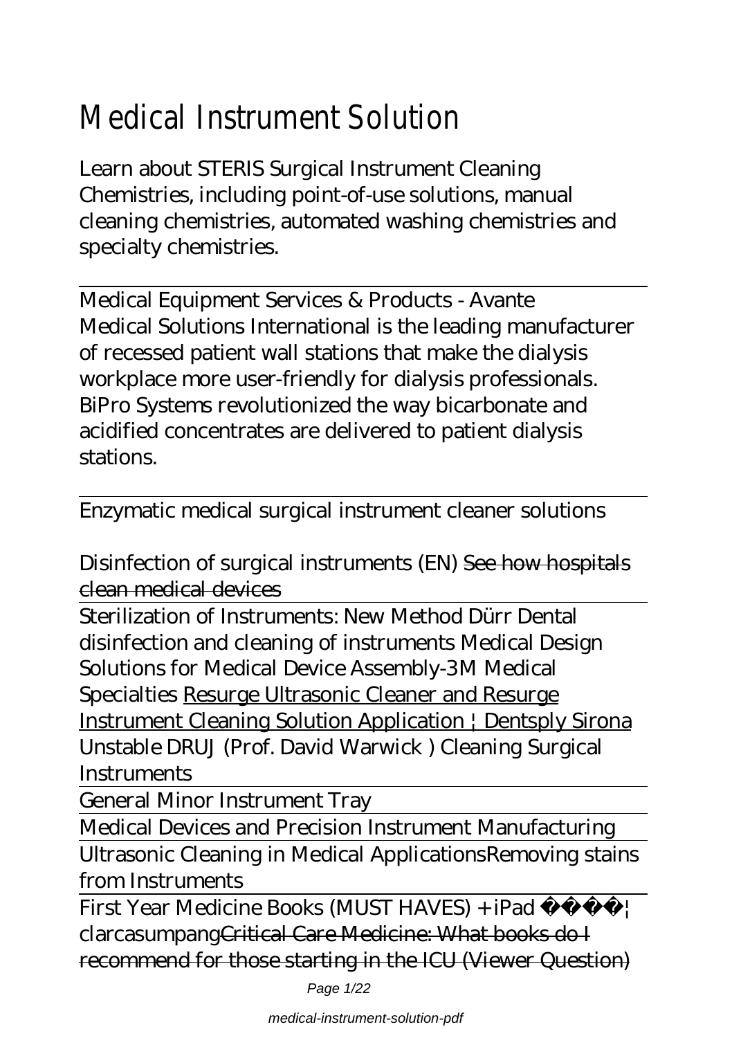# Medical Instrument Solution

Learn about STERIS Surgical Instrument Cleaning Chemistries, including point-of-use solutions, manual cleaning chemistries, automated washing chemistries and specialty chemistries.

---

Medical Equipment Services & Products - Avante
Medical Solutions International is the leading manufacturer of recessed patient wall stations that make the dialysis workplace more user-friendly for dialysis professionals. BiPro Systems revolutionized the way bicarbonate and acidified concentrates are delivered to patient dialysis stations.

---

Enzymatic medical surgical instrument cleaner solutions

*Disinfection of surgical instruments (EN)* ~~See how hospitals clean medical devices~~

---

*Sterilization of Instruments: New Method* *Dürr Dental disinfection and cleaning of instruments* *Medical Design Solutions for Medical Device Assembly-3M Medical Specialties* Resurge Ultrasonic Cleaner and Resurge Instrument Cleaning Solution Application | Dentsply Sirona *Unstable DRUJ (Prof. David Warwick )* *Cleaning Surgical Instruments*

---

General Minor Instrument Tray

---

Medical Devices and Precision Instrument Manufacturing

---

Ultrasonic Cleaning in Medical Applications*Removing stains from Instruments*

---

First Year Medicine Books (MUST HAVES) + iPad 📚 | clarcasumpang~~Critical Care Medicine: What books do I recommend for those starting in the ICU (Viewer Question)~~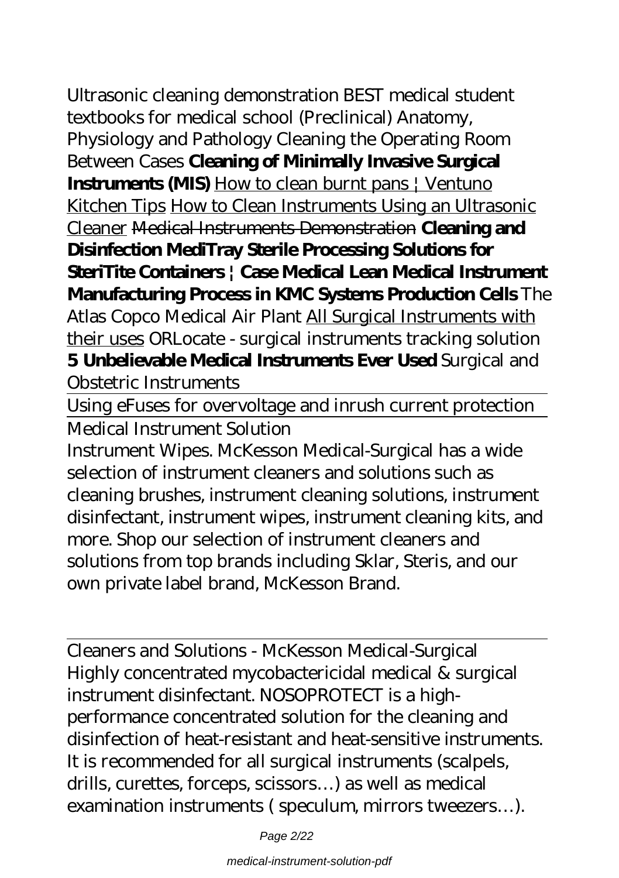*Ultrasonic cleaning demonstration BEST medical student textbooks for medical school (Preclinical) Anatomy, Physiology and Pathology Cleaning the Operating Room Between Cases* **Cleaning of Minimally Invasive Surgical Instruments (MIS)** How to clean burnt pans | Ventuno Kitchen Tips How to Clean Instruments Using an Ultrasonic Cleaner ~~Medical Instruments Demonstration~~ **Cleaning and Disinfection MediTray Sterile Processing Solutions for SteriTite Containers | Case Medical Lean Medical Instrument Manufacturing Process in KMC Systems Production Cells** *The Atlas Copco Medical Air Plant* All Surgical Instruments with their uses *ORLocate - surgical instruments tracking solution* **5 Unbelievable Medical Instruments Ever Used** *Surgical and Obstetric Instruments*

---

Using eFuses for overvoltage and inrush current protection

---

Medical Instrument Solution

Instrument Wipes. McKesson Medical-Surgical has a wide selection of instrument cleaners and solutions such as cleaning brushes, instrument cleaning solutions, instrument disinfectant, instrument wipes, instrument cleaning kits, and more. Shop our selection of instrument cleaners and solutions from top brands including Sklar, Steris, and our own private label brand, McKesson Brand.

---

Cleaners and Solutions - McKesson Medical-Surgical

Highly concentrated mycobactericidal medical & surgical instrument disinfectant. NOSOPROTECT is a high-performance concentrated solution for the cleaning and disinfection of heat-resistant and heat-sensitive instruments. It is recommended for all surgical instruments (scalpels, drills, curettes, forceps, scissors…) as well as medical examination instruments ( speculum, mirrors tweezers…).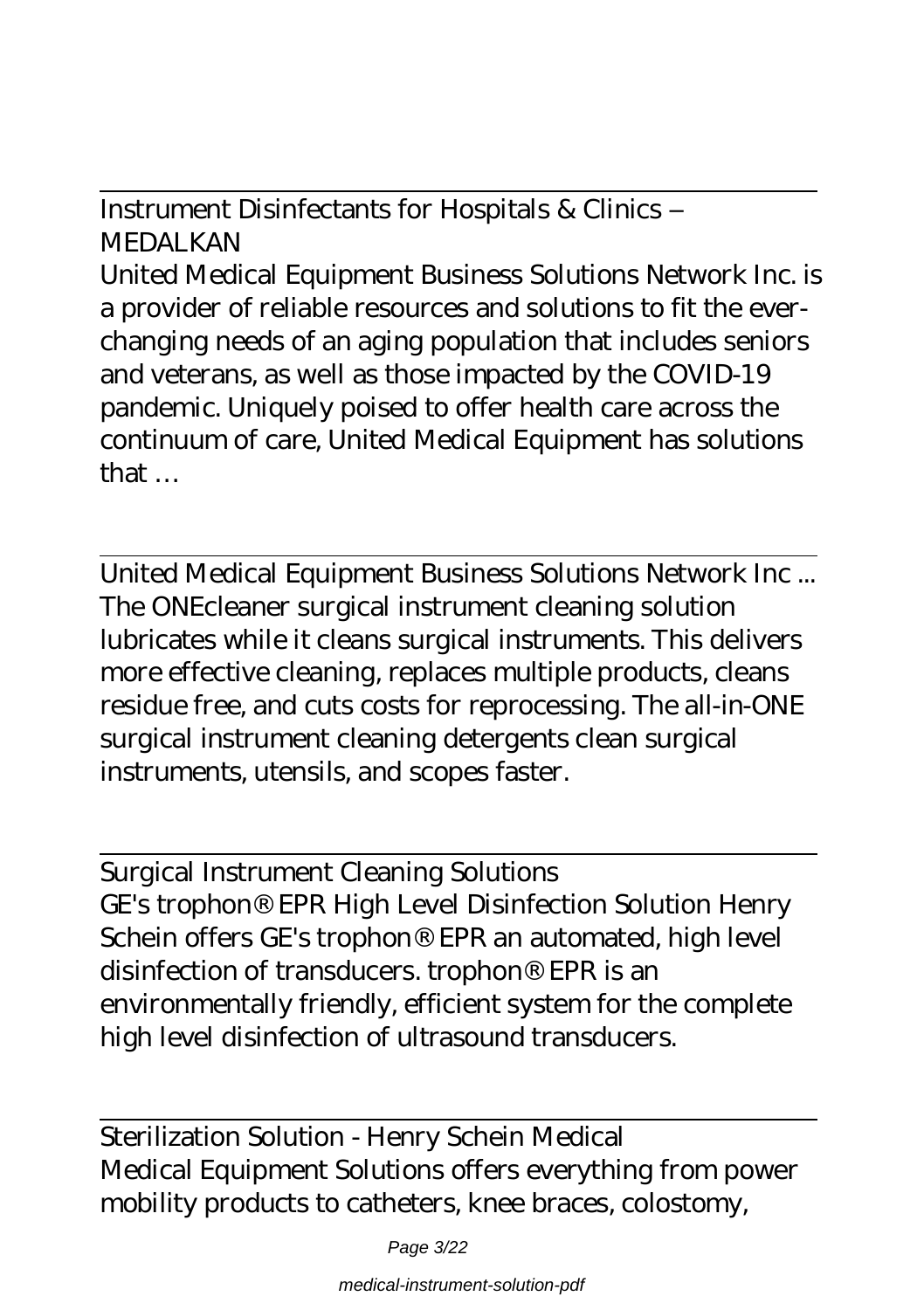Instrument Disinfectants for Hospitals & Clinics – MEDALKAN

United Medical Equipment Business Solutions Network Inc. is a provider of reliable resources and solutions to fit the ever-changing needs of an aging population that includes seniors and veterans, as well as those impacted by the COVID-19 pandemic. Uniquely poised to offer health care across the continuum of care, United Medical Equipment has solutions that …

---

United Medical Equipment Business Solutions Network Inc ...

The ONEcleaner surgical instrument cleaning solution lubricates while it cleans surgical instruments. This delivers more effective cleaning, replaces multiple products, cleans residue free, and cuts costs for reprocessing. The all-in-ONE surgical instrument cleaning detergents clean surgical instruments, utensils, and scopes faster.

---

Surgical Instrument Cleaning Solutions

GE's trophon® EPR High Level Disinfection Solution Henry Schein offers GE's trophon® EPR an automated, high level disinfection of transducers. trophon® EPR is an environmentally friendly, efficient system for the complete high level disinfection of ultrasound transducers.

---

Sterilization Solution - Henry Schein Medical

Medical Equipment Solutions offers everything from power mobility products to catheters, knee braces, colostomy,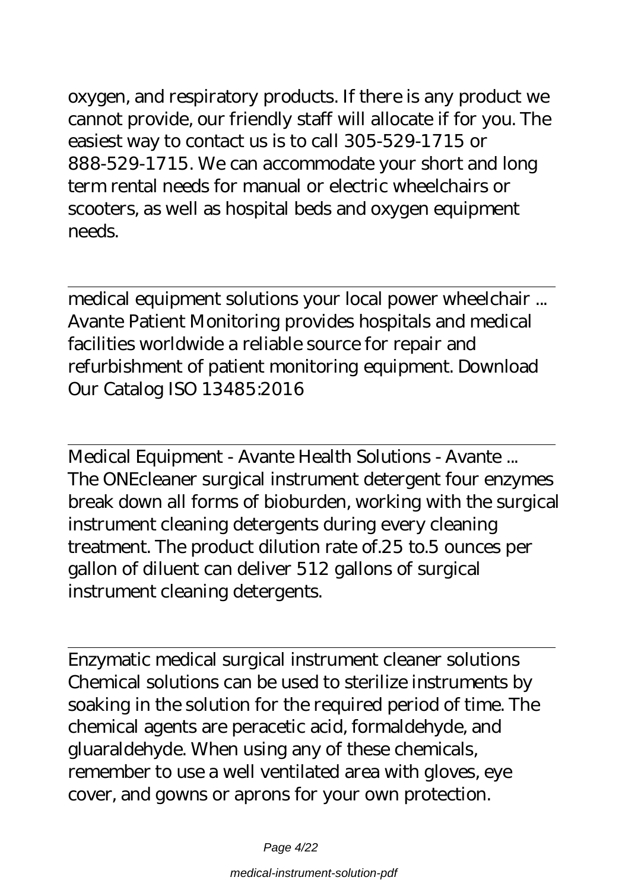oxygen, and respiratory products. If there is any product we cannot provide, our friendly staff will allocate if for you. The easiest way to contact us is to call 305-529-1715 or 888-529-1715. We can accommodate your short and long term rental needs for manual or electric wheelchairs or scooters, as well as hospital beds and oxygen equipment needs.

---

medical equipment solutions your local power wheelchair ...
Avante Patient Monitoring provides hospitals and medical facilities worldwide a reliable source for repair and refurbishment of patient monitoring equipment. Download Our Catalog ISO 13485:2016

---

Medical Equipment - Avante Health Solutions - Avante ...
The ONEcleaner surgical instrument detergent four enzymes break down all forms of bioburden, working with the surgical instrument cleaning detergents during every cleaning treatment. The product dilution rate of.25 to.5 ounces per gallon of diluent can deliver 512 gallons of surgical instrument cleaning detergents.

---

Enzymatic medical surgical instrument cleaner solutions
Chemical solutions can be used to sterilize instruments by soaking in the solution for the required period of time. The chemical agents are peracetic acid, formaldehyde, and gluaraldehyde. When using any of these chemicals, remember to use a well ventilated area with gloves, eye cover, and gowns or aprons for your own protection.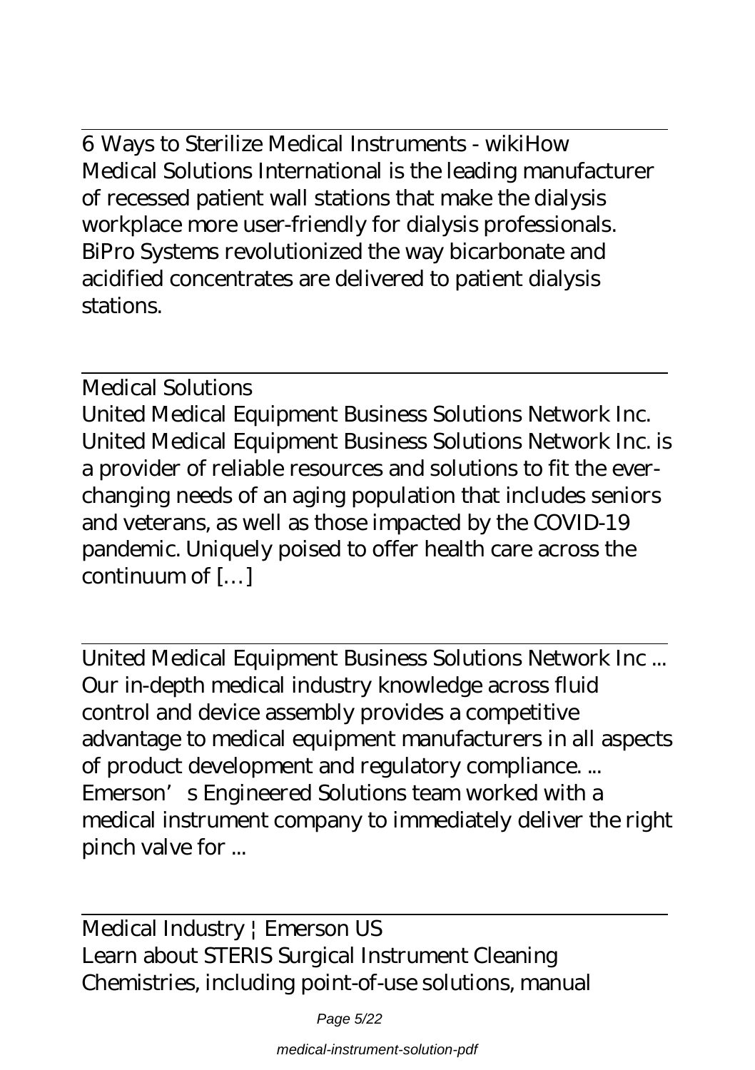6 Ways to Sterilize Medical Instruments - wikiHow

Medical Solutions International is the leading manufacturer of recessed patient wall stations that make the dialysis workplace more user-friendly for dialysis professionals. BiPro Systems revolutionized the way bicarbonate and acidified concentrates are delivered to patient dialysis stations.

Medical Solutions

United Medical Equipment Business Solutions Network Inc. United Medical Equipment Business Solutions Network Inc. is a provider of reliable resources and solutions to fit the ever-changing needs of an aging population that includes seniors and veterans, as well as those impacted by the COVID-19 pandemic. Uniquely poised to offer health care across the continuum of […]

United Medical Equipment Business Solutions Network Inc ...

Our in-depth medical industry knowledge across fluid control and device assembly provides a competitive advantage to medical equipment manufacturers in all aspects of product development and regulatory compliance. ... Emerson's Engineered Solutions team worked with a medical instrument company to immediately deliver the right pinch valve for ...

Medical Industry | Emerson US

Learn about STERIS Surgical Instrument Cleaning Chemistries, including point-of-use solutions, manual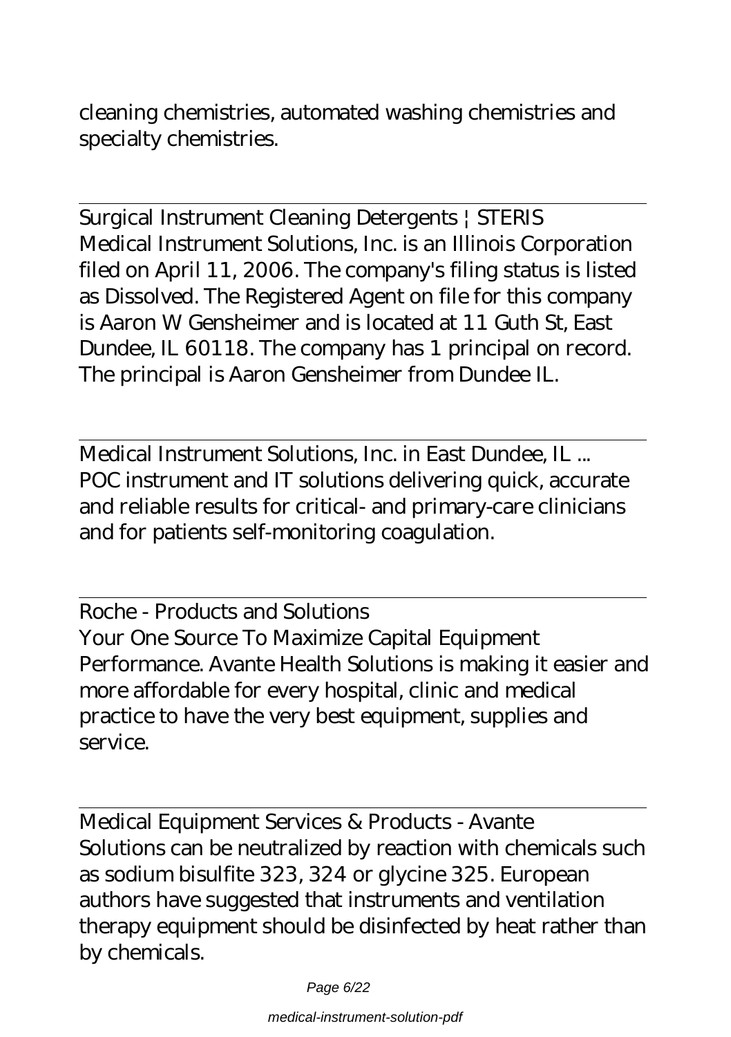cleaning chemistries, automated washing chemistries and specialty chemistries.

---

Surgical Instrument Cleaning Detergents | STERIS

Medical Instrument Solutions, Inc. is an Illinois Corporation filed on April 11, 2006. The company's filing status is listed as Dissolved. The Registered Agent on file for this company is Aaron W Gensheimer and is located at 11 Guth St, East Dundee, IL 60118. The company has 1 principal on record. The principal is Aaron Gensheimer from Dundee IL.

---

Medical Instrument Solutions, Inc. in East Dundee, IL ...

POC instrument and IT solutions delivering quick, accurate and reliable results for critical- and primary-care clinicians and for patients self-monitoring coagulation.

---

Roche - Products and Solutions

Your One Source To Maximize Capital Equipment Performance. Avante Health Solutions is making it easier and more affordable for every hospital, clinic and medical practice to have the very best equipment, supplies and service.

---

Medical Equipment Services & Products - Avante

Solutions can be neutralized by reaction with chemicals such as sodium bisulfite 323, 324 or glycine 325. European authors have suggested that instruments and ventilation therapy equipment should be disinfected by heat rather than by chemicals.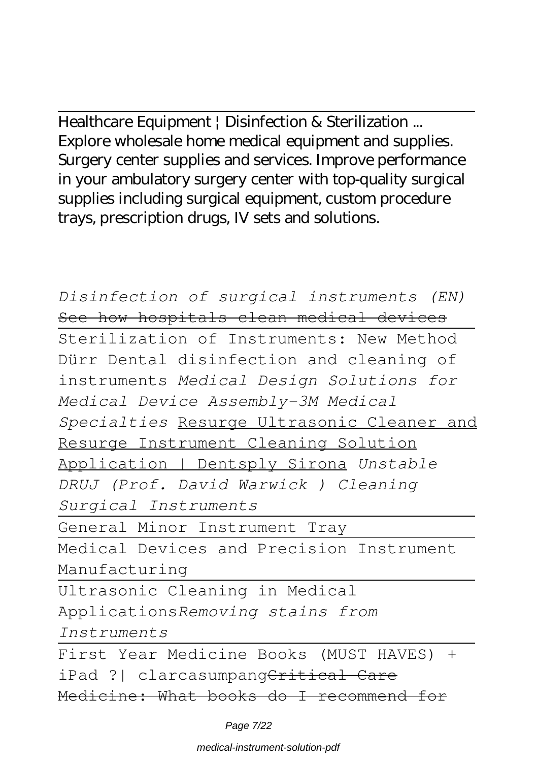Healthcare Equipment | Disinfection & Sterilization ...
Explore wholesale home medical equipment and supplies. Surgery center supplies and services. Improve performance in your ambulatory surgery center with top-quality surgical supplies including surgical equipment, custom procedure trays, prescription drugs, IV sets and solutions.

*Disinfection of surgical instruments (EN)* ~~See how hospitals clean medical devices~~

---

Sterilization of Instruments: New Method Dürr Dental disinfection and cleaning of instruments *Medical Design Solutions for Medical Device Assembly-3M Medical Specialties* Resurge Ultrasonic Cleaner and Resurge Instrument Cleaning Solution Application | Dentsply Sirona *Unstable DRUJ (Prof. David Warwick ) Cleaning Surgical Instruments*

---

General Minor Instrument Tray

---

Medical Devices and Precision Instrument Manufacturing

---

Ultrasonic Cleaning in Medical Applications*Removing stains from Instruments*

---

First Year Medicine Books (MUST HAVES) + iPad ?| clarcasumpang~~Critical Care Medicine: What books do I recommend for~~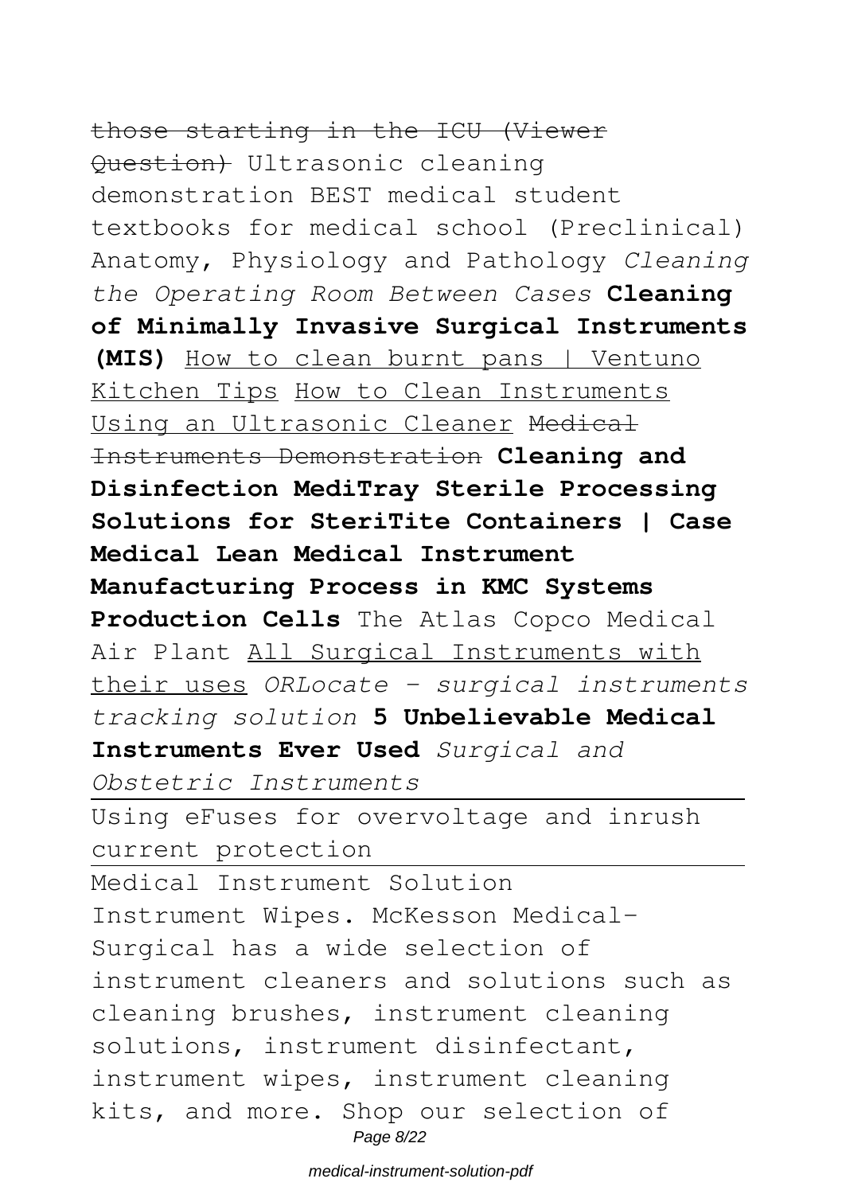~~those starting in the ICU (Viewer Question)~~ Ultrasonic cleaning demonstration BEST medical student textbooks for medical school (Preclinical) Anatomy, Physiology and Pathology *Cleaning the Operating Room Between Cases* **Cleaning of Minimally Invasive Surgical Instruments (MIS)** How to clean burnt pans | Ventuno Kitchen Tips How to Clean Instruments Using an Ultrasonic Cleaner ~~Medical Instruments Demonstration~~ **Cleaning and Disinfection MediTray Sterile Processing Solutions for SteriTite Containers | Case Medical Lean Medical Instrument Manufacturing Process in KMC Systems Production Cells** The Atlas Copco Medical Air Plant All Surgical Instruments with their uses *ORLocate - surgical instruments tracking solution* **5 Unbelievable Medical Instruments Ever Used** *Surgical and Obstetric Instruments*

---

Using eFuses for overvoltage and inrush current protection

---

Medical Instrument Solution

Instrument Wipes. McKesson Medical-Surgical has a wide selection of instrument cleaners and solutions such as cleaning brushes, instrument cleaning solutions, instrument disinfectant, instrument wipes, instrument cleaning kits, and more. Shop our selection of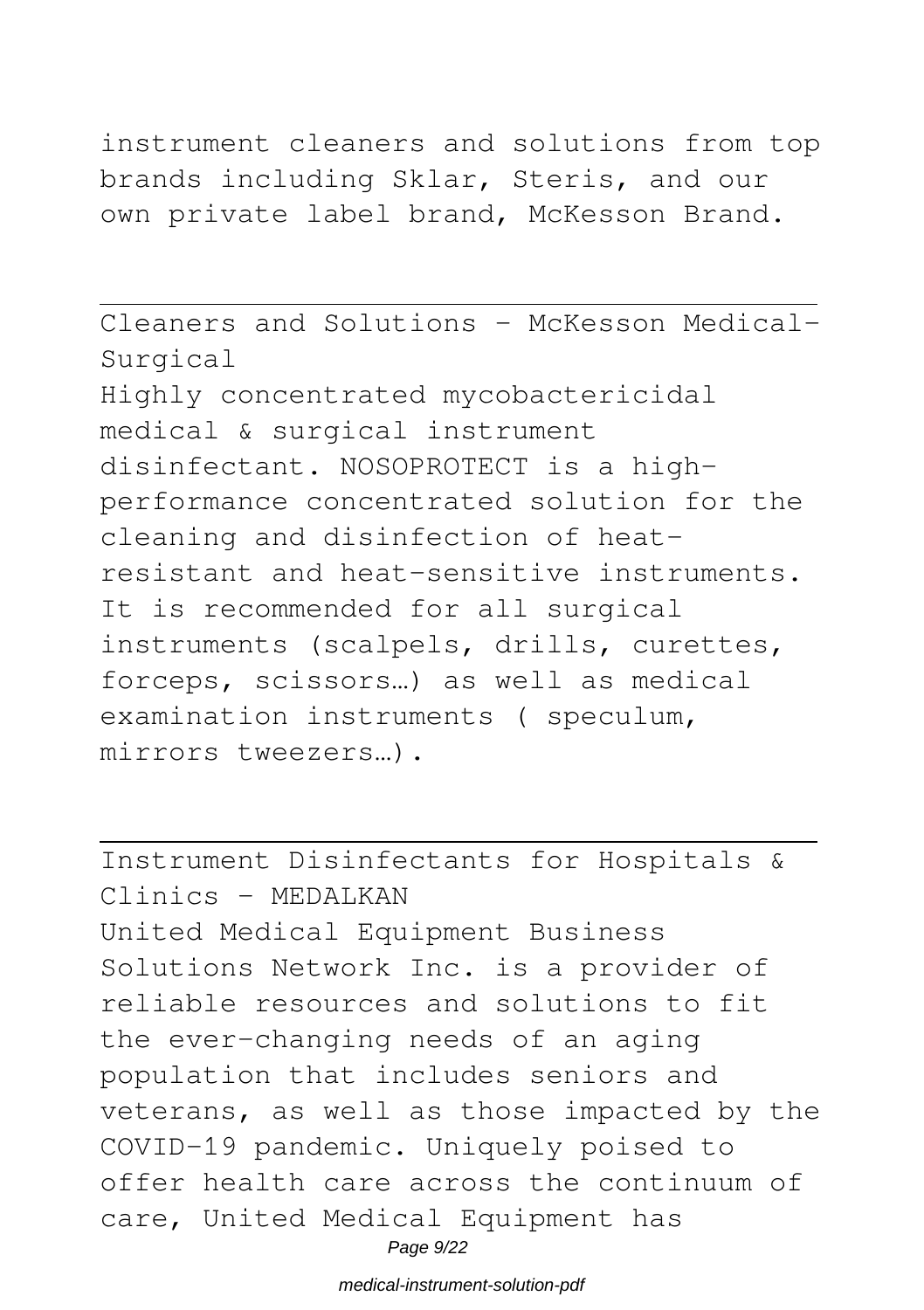instrument cleaners and solutions from top brands including Sklar, Steris, and our own private label brand, McKesson Brand.

## Cleaners and Solutions - McKesson Medical-Surgical

Highly concentrated mycobactericidal medical & surgical instrument disinfectant. NOSOPROTECT is a high-performance concentrated solution for the cleaning and disinfection of heat-resistant and heat-sensitive instruments. It is recommended for all surgical instruments (scalpels, drills, curettes, forceps, scissors…) as well as medical examination instruments ( speculum, mirrors tweezers…).

## Instrument Disinfectants for Hospitals & Clinics - MEDALKAN

United Medical Equipment Business Solutions Network Inc. is a provider of reliable resources and solutions to fit the ever-changing needs of an aging population that includes seniors and veterans, as well as those impacted by the COVID-19 pandemic. Uniquely poised to offer health care across the continuum of care, United Medical Equipment has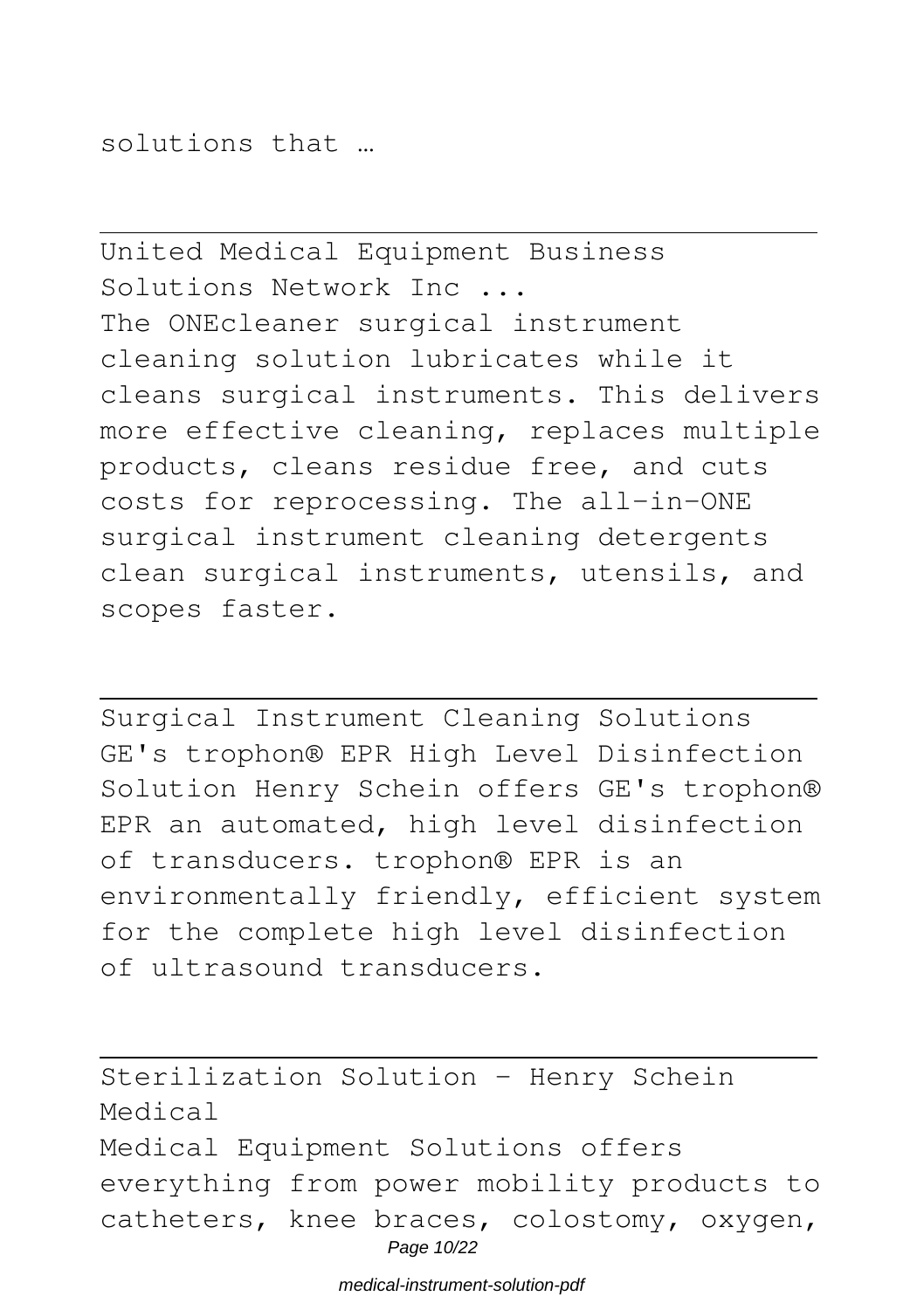solutions that …

---

United Medical Equipment Business Solutions Network Inc ...

The ONEcleaner surgical instrument cleaning solution lubricates while it cleans surgical instruments. This delivers more effective cleaning, replaces multiple products, cleans residue free, and cuts costs for reprocessing. The all-in-ONE surgical instrument cleaning detergents clean surgical instruments, utensils, and scopes faster.

---

Surgical Instrument Cleaning Solutions

GE's trophon® EPR High Level Disinfection Solution Henry Schein offers GE's trophon® EPR an automated, high level disinfection of transducers. trophon® EPR is an environmentally friendly, efficient system for the complete high level disinfection of ultrasound transducers.

---

Sterilization Solution - Henry Schein Medical

Medical Equipment Solutions offers everything from power mobility products to catheters, knee braces, colostomy, oxygen,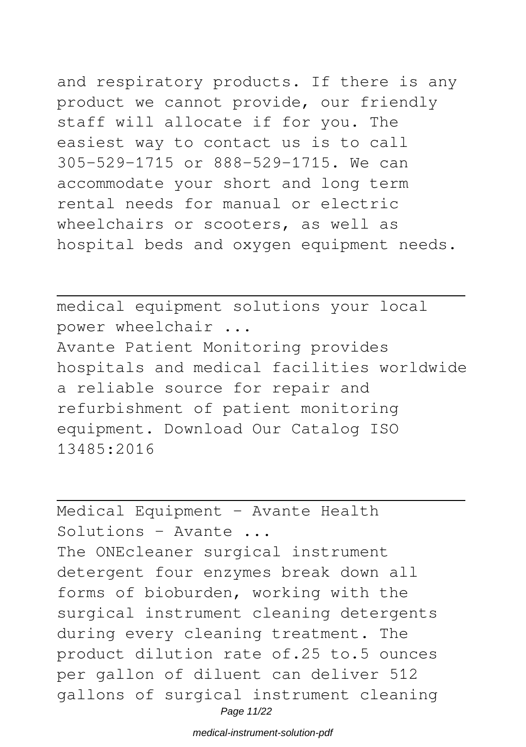and respiratory products. If there is any product we cannot provide, our friendly staff will allocate if for you. The easiest way to contact us is to call 305-529-1715 or 888-529-1715. We can accommodate your short and long term rental needs for manual or electric wheelchairs or scooters, as well as hospital beds and oxygen equipment needs.

---

medical equipment solutions your local power wheelchair ...

Avante Patient Monitoring provides hospitals and medical facilities worldwide a reliable source for repair and refurbishment of patient monitoring equipment. Download Our Catalog ISO 13485:2016

---

Medical Equipment - Avante Health Solutions - Avante ...

The ONEcleaner surgical instrument detergent four enzymes break down all forms of bioburden, working with the surgical instrument cleaning detergents during every cleaning treatment. The product dilution rate of.25 to.5 ounces per gallon of diluent can deliver 512 gallons of surgical instrument cleaning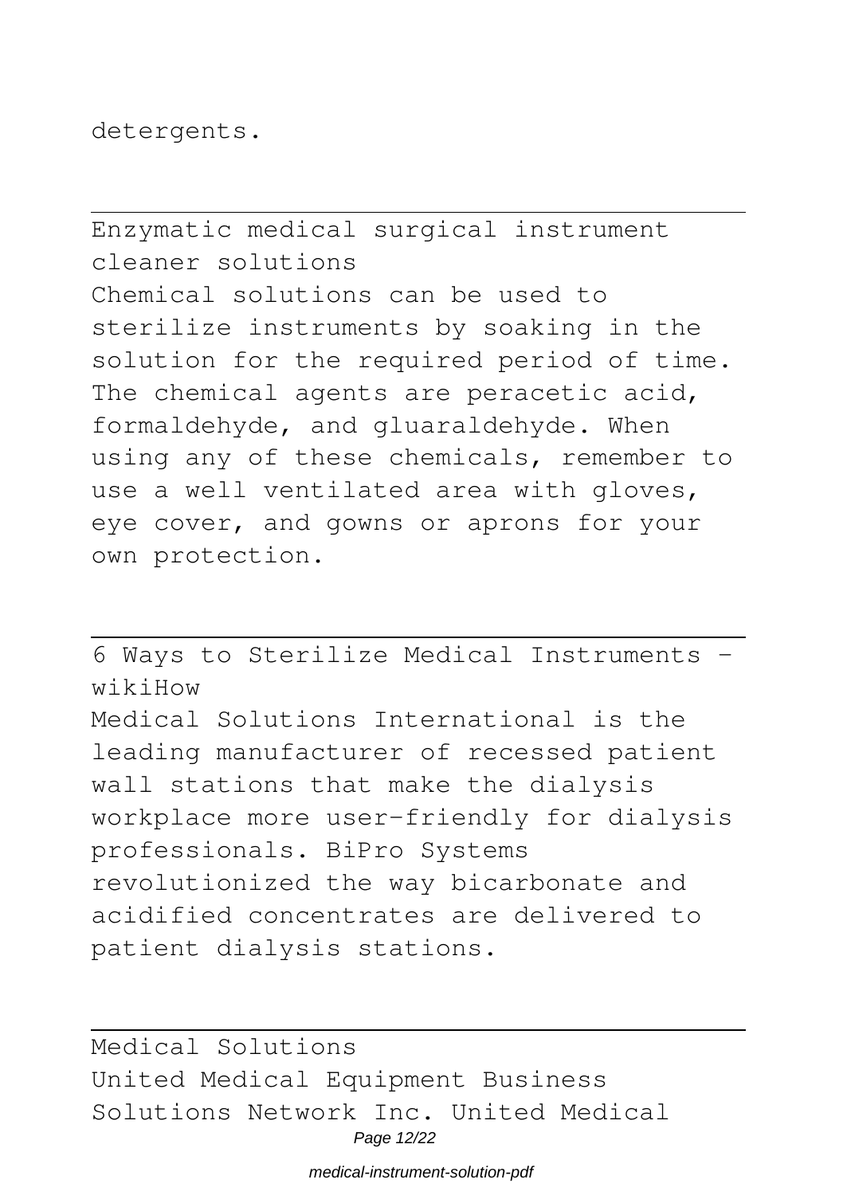detergents.

---

Enzymatic medical surgical instrument cleaner solutions

Chemical solutions can be used to sterilize instruments by soaking in the solution for the required period of time. The chemical agents are peracetic acid, formaldehyde, and gluaraldehyde. When using any of these chemicals, remember to use a well ventilated area with gloves, eye cover, and gowns or aprons for your own protection.

---

6 Ways to Sterilize Medical Instruments - wikiHow

Medical Solutions International is the leading manufacturer of recessed patient wall stations that make the dialysis workplace more user-friendly for dialysis professionals. BiPro Systems revolutionized the way bicarbonate and acidified concentrates are delivered to patient dialysis stations.

---

Medical Solutions

United Medical Equipment Business Solutions Network Inc. United Medical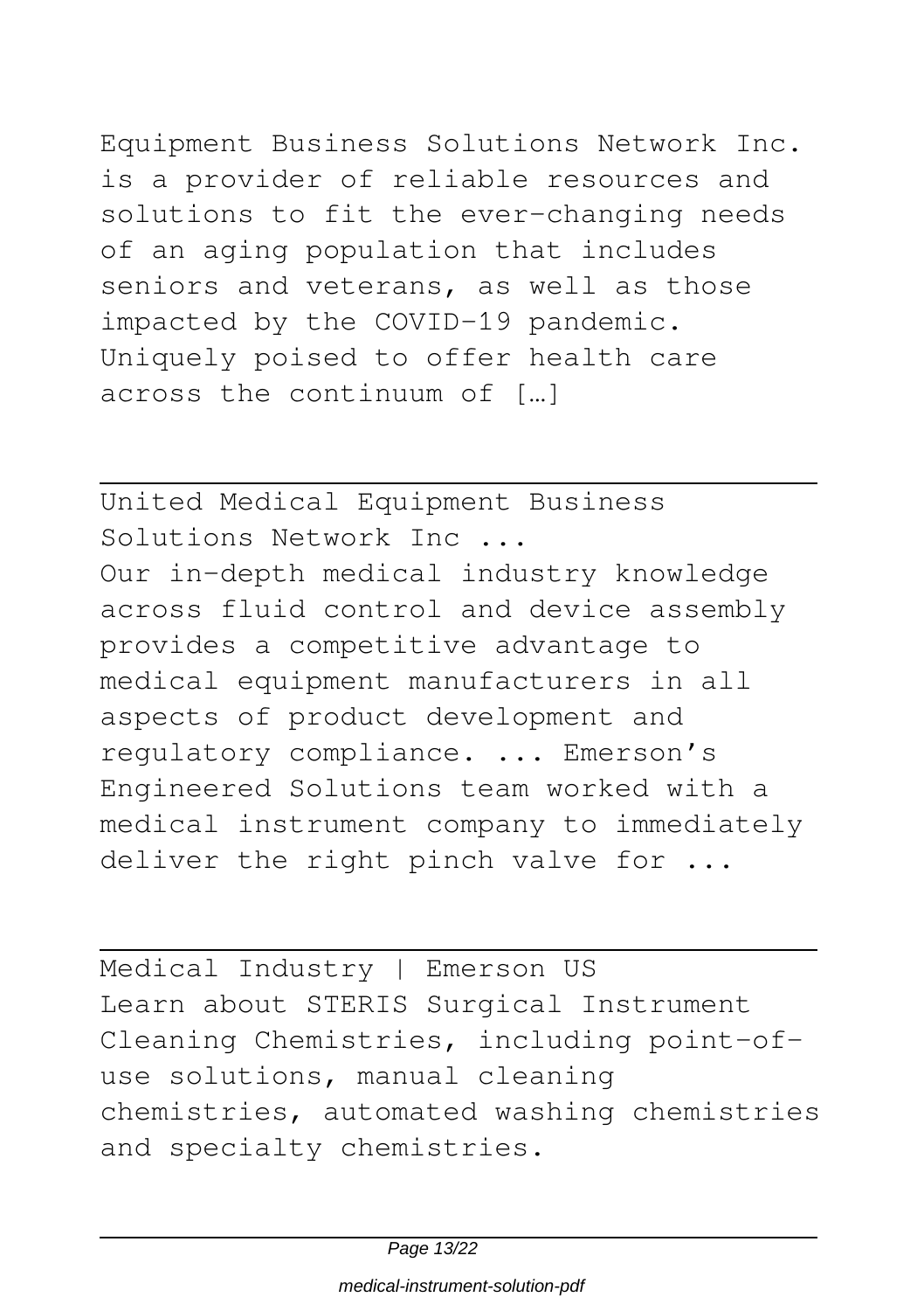Equipment Business Solutions Network Inc. is a provider of reliable resources and solutions to fit the ever-changing needs of an aging population that includes seniors and veterans, as well as those impacted by the COVID-19 pandemic. Uniquely poised to offer health care across the continuum of […]

---

United Medical Equipment Business Solutions Network Inc ...

Our in-depth medical industry knowledge across fluid control and device assembly provides a competitive advantage to medical equipment manufacturers in all aspects of product development and regulatory compliance. ... Emerson's Engineered Solutions team worked with a medical instrument company to immediately deliver the right pinch valve for ...

---

Medical Industry | Emerson US

Learn about STERIS Surgical Instrument Cleaning Chemistries, including point-of-use solutions, manual cleaning chemistries, automated washing chemistries and specialty chemistries.

---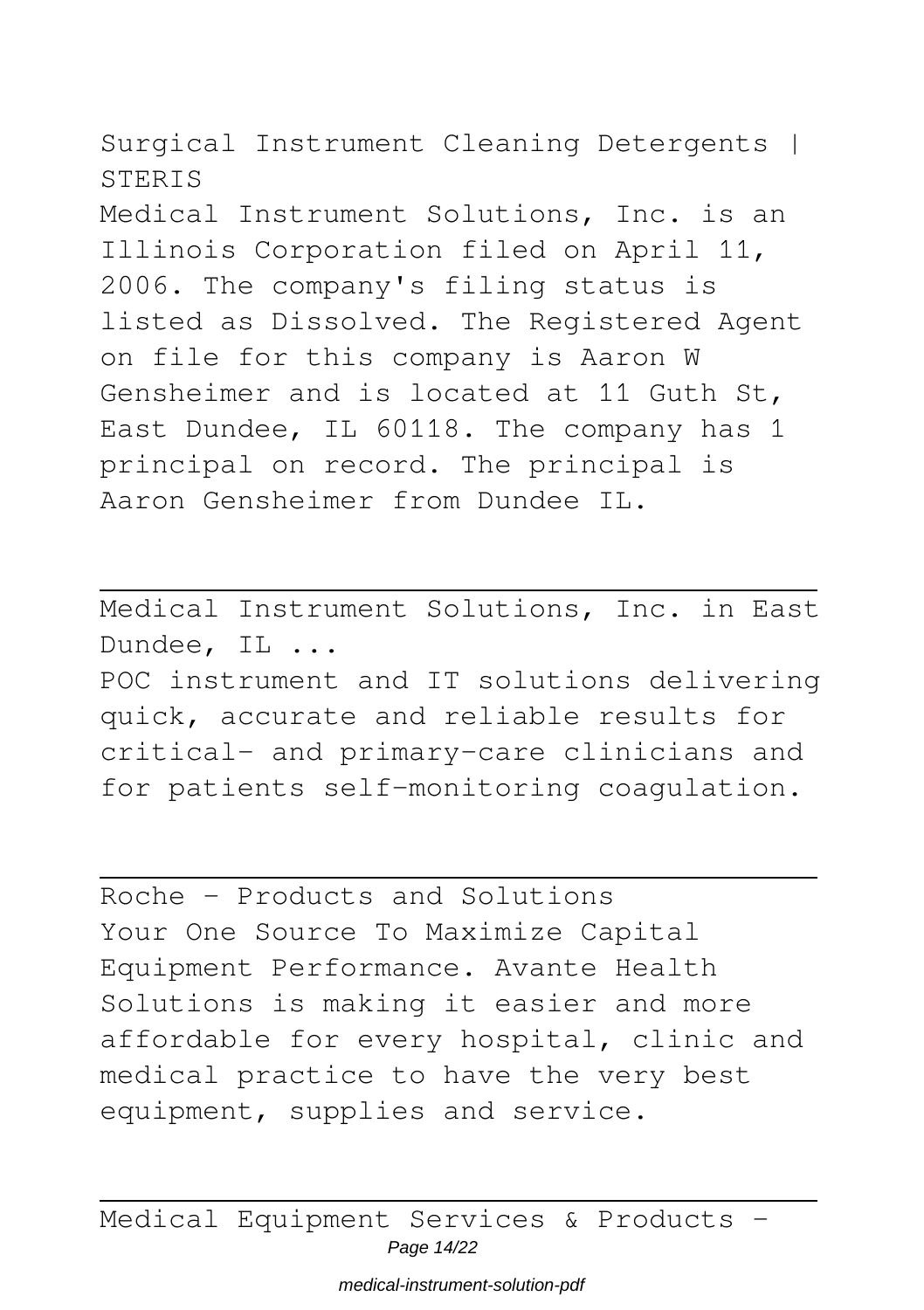Surgical Instrument Cleaning Detergents | STERIS

Medical Instrument Solutions, Inc. is an Illinois Corporation filed on April 11, 2006. The company's filing status is listed as Dissolved. The Registered Agent on file for this company is Aaron W Gensheimer and is located at 11 Guth St, East Dundee, IL 60118. The company has 1 principal on record. The principal is Aaron Gensheimer from Dundee IL.

---

Medical Instrument Solutions, Inc. in East Dundee, IL ...

POC instrument and IT solutions delivering quick, accurate and reliable results for critical- and primary-care clinicians and for patients self-monitoring coagulation.

---

Roche - Products and Solutions

Your One Source To Maximize Capital Equipment Performance. Avante Health Solutions is making it easier and more affordable for every hospital, clinic and medical practice to have the very best equipment, supplies and service.

---

Medical Equipment Services & Products -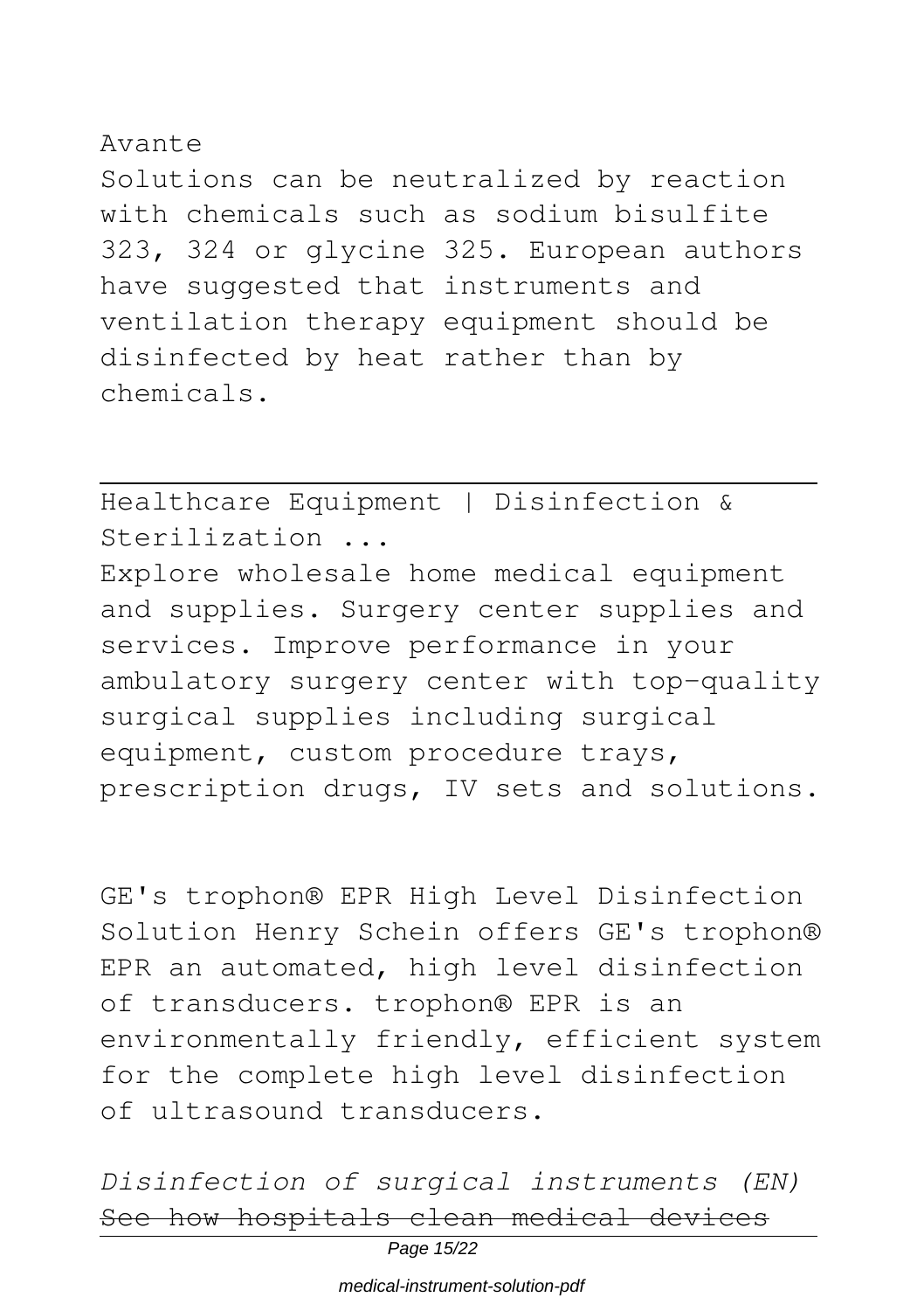Avante

Solutions can be neutralized by reaction with chemicals such as sodium bisulfite 323, 324 or glycine 325. European authors have suggested that instruments and ventilation therapy equipment should be disinfected by heat rather than by chemicals.

---

Healthcare Equipment | Disinfection & Sterilization ...

Explore wholesale home medical equipment and supplies. Surgery center supplies and services. Improve performance in your ambulatory surgery center with top-quality surgical supplies including surgical equipment, custom procedure trays, prescription drugs, IV sets and solutions.

GE's trophon® EPR High Level Disinfection Solution Henry Schein offers GE's trophon® EPR an automated, high level disinfection of transducers. trophon® EPR is an environmentally friendly, efficient system for the complete high level disinfection of ultrasound transducers.

*Disinfection of surgical instruments (EN)*

~~See how hospitals clean medical devices~~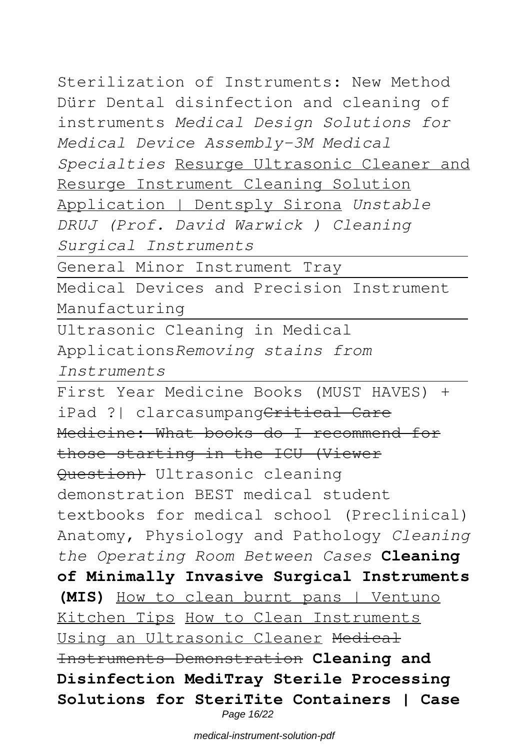Sterilization of Instruments: New Method Dürr Dental disinfection and cleaning of instruments *Medical Design Solutions for Medical Device Assembly-3M Medical Specialties* Resurge Ultrasonic Cleaner and Resurge Instrument Cleaning Solution Application | Dentsply Sirona *Unstable DRUJ (Prof. David Warwick ) Cleaning Surgical Instruments*

General Minor Instrument Tray

Medical Devices and Precision Instrument Manufacturing

Ultrasonic Cleaning in Medical Applications*Removing stains from Instruments*

First Year Medicine Books (MUST HAVES) + iPad ?| clarcasumpang~~Critical Care Medicine: What books do I recommend for those starting in the ICU (Viewer Question)~~ Ultrasonic cleaning demonstration BEST medical student textbooks for medical school (Preclinical) Anatomy, Physiology and Pathology *Cleaning the Operating Room Between Cases* **Cleaning of Minimally Invasive Surgical Instruments (MIS)** How to clean burnt pans | Ventuno Kitchen Tips How to Clean Instruments Using an Ultrasonic Cleaner ~~Medical Instruments Demonstration~~ **Cleaning and Disinfection MediTray Sterile Processing Solutions for SteriTite Containers | Case**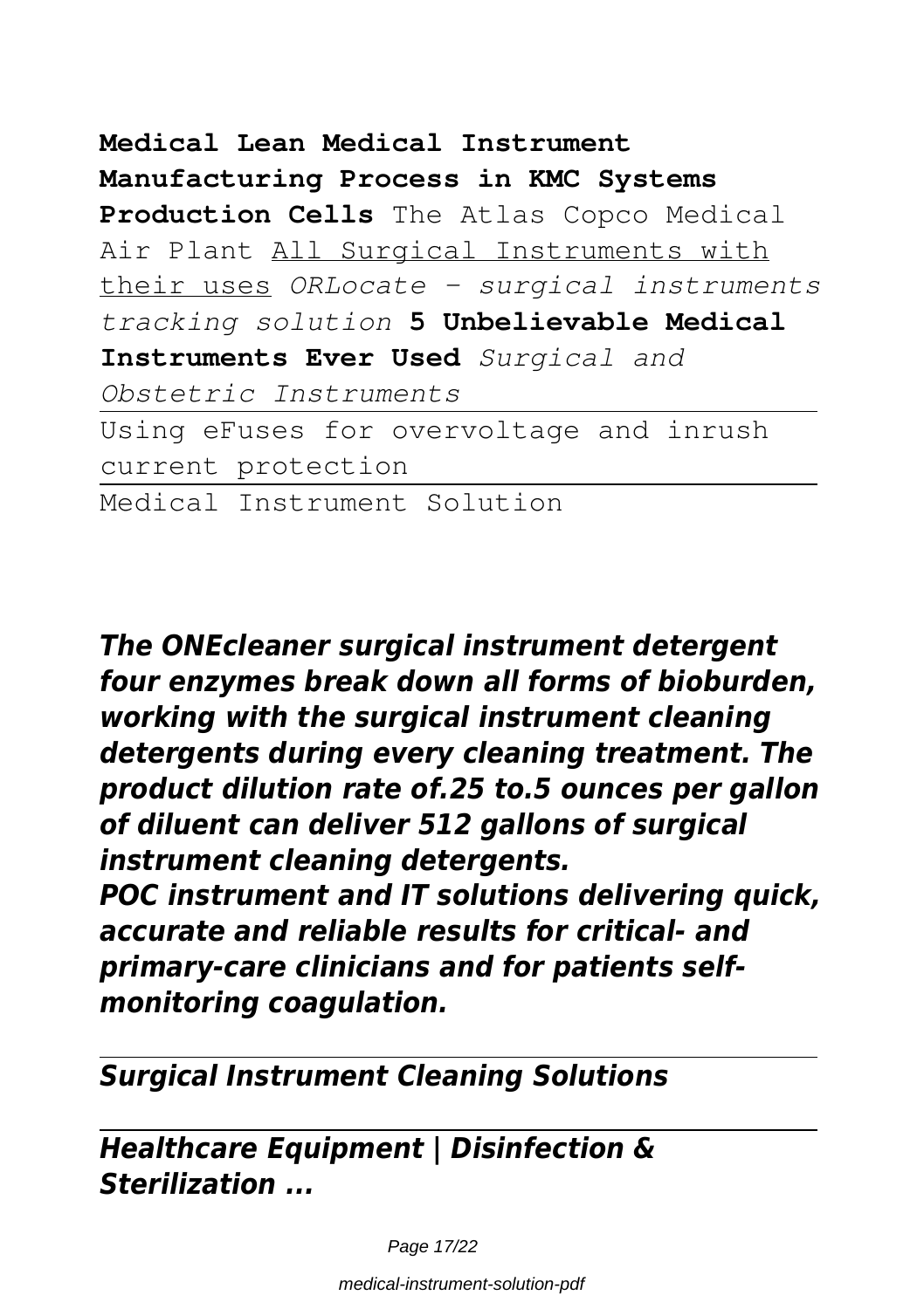**Medical Lean Medical Instrument Manufacturing Process in KMC Systems Production Cells** The Atlas Copco Medical Air Plant All Surgical Instruments with their uses *ORLocate - surgical instruments tracking solution* **5 Unbelievable Medical Instruments Ever Used** *Surgical and Obstetric Instruments*

---

Using eFuses for overvoltage and inrush current protection

---

Medical Instrument Solution

***The ONEcleaner surgical instrument detergent four enzymes break down all forms of bioburden, working with the surgical instrument cleaning detergents during every cleaning treatment. The product dilution rate of.25 to.5 ounces per gallon of diluent can deliver 512 gallons of surgical instrument cleaning detergents.***

***POC instrument and IT solutions delivering quick, accurate and reliable results for critical- and primary-care clinicians and for patients self-monitoring coagulation.***

---

***Surgical Instrument Cleaning Solutions***

---

***Healthcare Equipment | Disinfection & Sterilization ...***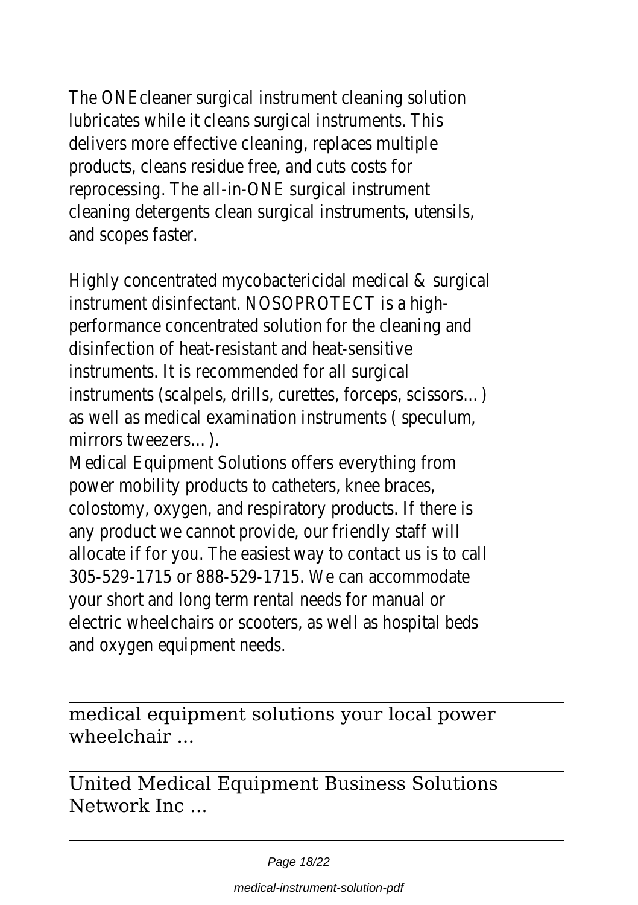The ONEcleaner surgical instrument cleaning solution lubricates while it cleans surgical instruments. This delivers more effective cleaning, replaces multiple products, cleans residue free, and cuts costs for reprocessing. The all-in-ONE surgical instrument cleaning detergents clean surgical instruments, utensils, and scopes faster.

Highly concentrated mycobactericidal medical & surgical instrument disinfectant. NOSOPROTECT is a high-performance concentrated solution for the cleaning and disinfection of heat-resistant and heat-sensitive instruments. It is recommended for all surgical instruments (scalpels, drills, curettes, forceps, scissors… ) as well as medical examination instruments ( speculum, mirrors tweezers… ).

Medical Equipment Solutions offers everything from power mobility products to catheters, knee braces, colostomy, oxygen, and respiratory products. If there is any product we cannot provide, our friendly staff will allocate if for you. The easiest way to contact us is to call 305-529-1715 or 888-529-1715. We can accommodate your short and long term rental needs for manual or electric wheelchairs or scooters, as well as hospital beds and oxygen equipment needs.

---

medical equipment solutions your local power wheelchair ...

---

United Medical Equipment Business Solutions Network Inc ...

---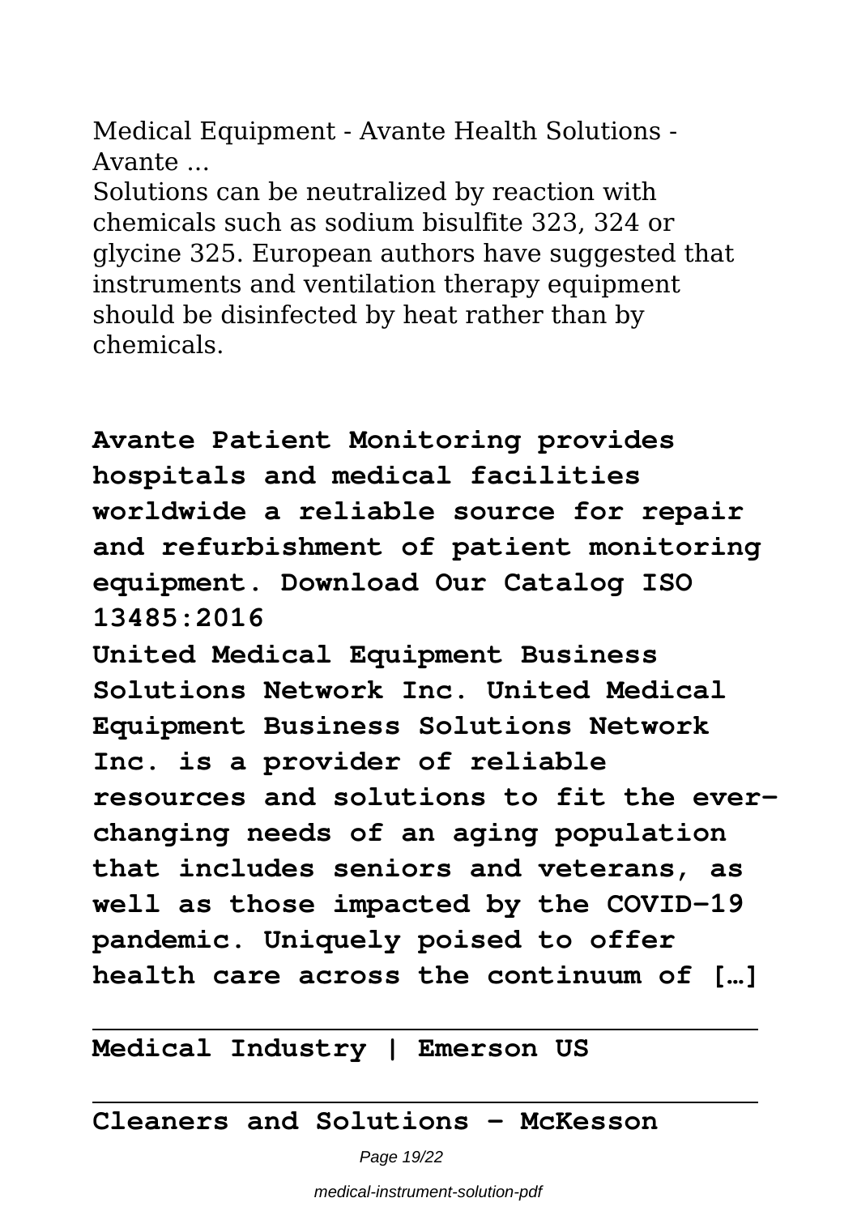Medical Equipment - Avante Health Solutions - Avante ...

Solutions can be neutralized by reaction with chemicals such as sodium bisulfite 323, 324 or glycine 325. European authors have suggested that instruments and ventilation therapy equipment should be disinfected by heat rather than by chemicals.

**Avante Patient Monitoring provides hospitals and medical facilities worldwide a reliable source for repair and refurbishment of patient monitoring equipment. Download Our Catalog ISO 13485:2016**

**United Medical Equipment Business Solutions Network Inc. United Medical Equipment Business Solutions Network Inc. is a provider of reliable resources and solutions to fit the ever-changing needs of an aging population that includes seniors and veterans, as well as those impacted by the COVID-19 pandemic. Uniquely poised to offer health care across the continuum of […]**

---

**Medical Industry | Emerson US**

---

**Cleaners and Solutions - McKesson**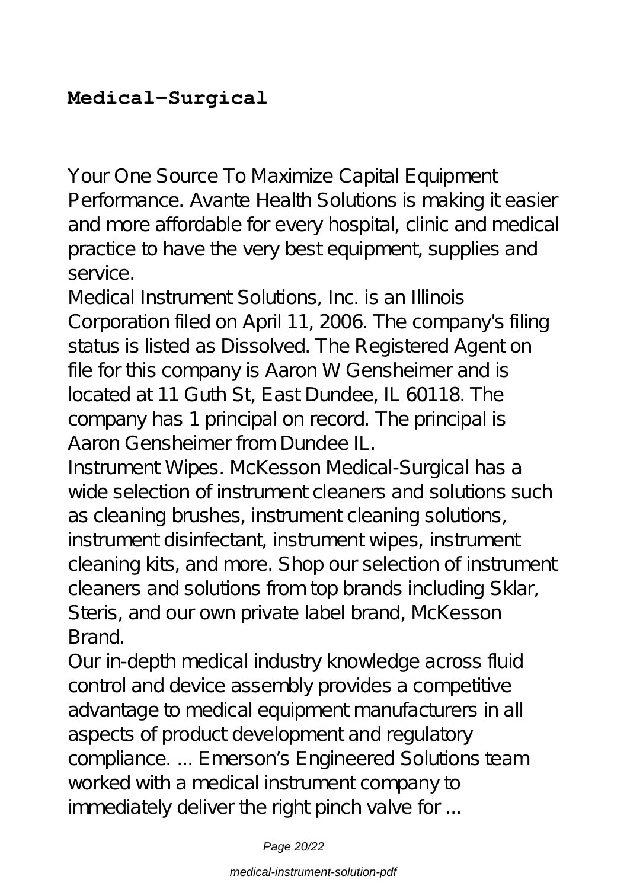**Medical-Surgical**

Your One Source To Maximize Capital Equipment Performance. Avante Health Solutions is making it easier and more affordable for every hospital, clinic and medical practice to have the very best equipment, supplies and service.

Medical Instrument Solutions, Inc. is an Illinois Corporation filed on April 11, 2006. The company's filing status is listed as Dissolved. The Registered Agent on file for this company is Aaron W Gensheimer and is located at 11 Guth St, East Dundee, IL 60118. The company has 1 principal on record. The principal is Aaron Gensheimer from Dundee IL.

Instrument Wipes. McKesson Medical-Surgical has a wide selection of instrument cleaners and solutions such as cleaning brushes, instrument cleaning solutions, instrument disinfectant, instrument wipes, instrument cleaning kits, and more. Shop our selection of instrument cleaners and solutions from top brands including Sklar, Steris, and our own private label brand, McKesson Brand.

Our in-depth medical industry knowledge across fluid control and device assembly provides a competitive advantage to medical equipment manufacturers in all aspects of product development and regulatory compliance. ... Emerson's Engineered Solutions team worked with a medical instrument company to immediately deliver the right pinch valve for ...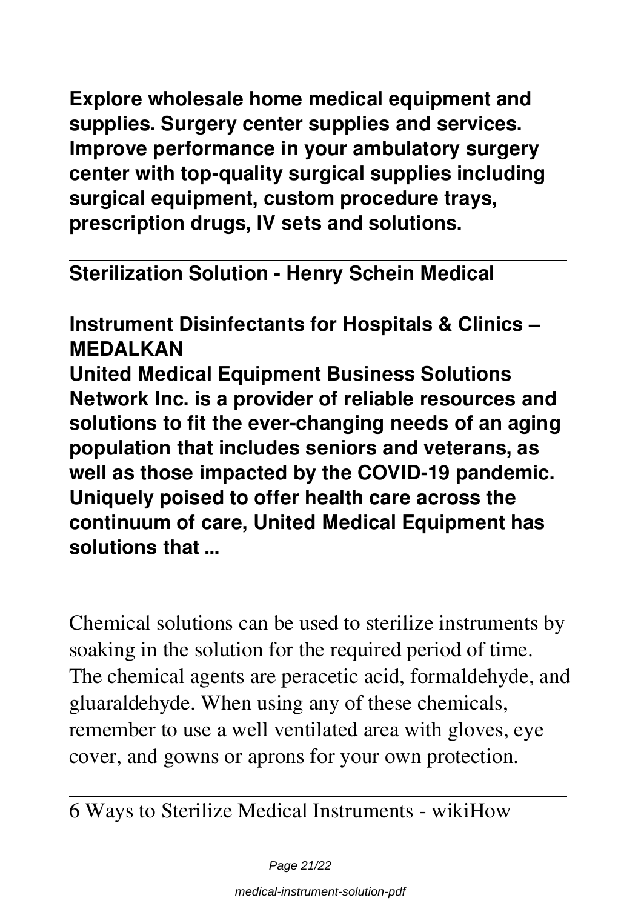**Explore wholesale home medical equipment and supplies. Surgery center supplies and services. Improve performance in your ambulatory surgery center with top-quality surgical supplies including surgical equipment, custom procedure trays, prescription drugs, IV sets and solutions.**

---

**Sterilization Solution - Henry Schein Medical**

---

**Instrument Disinfectants for Hospitals & Clinics – MEDALKAN**

**United Medical Equipment Business Solutions Network Inc. is a provider of reliable resources and solutions to fit the ever-changing needs of an aging population that includes seniors and veterans, as well as those impacted by the COVID-19 pandemic. Uniquely poised to offer health care across the continuum of care, United Medical Equipment has solutions that ...**

Chemical solutions can be used to sterilize instruments by soaking in the solution for the required period of time. The chemical agents are peracetic acid, formaldehyde, and gluaraldehyde. When using any of these chemicals, remember to use a well ventilated area with gloves, eye cover, and gowns or aprons for your own protection.

---

6 Ways to Sterilize Medical Instruments - wikiHow

---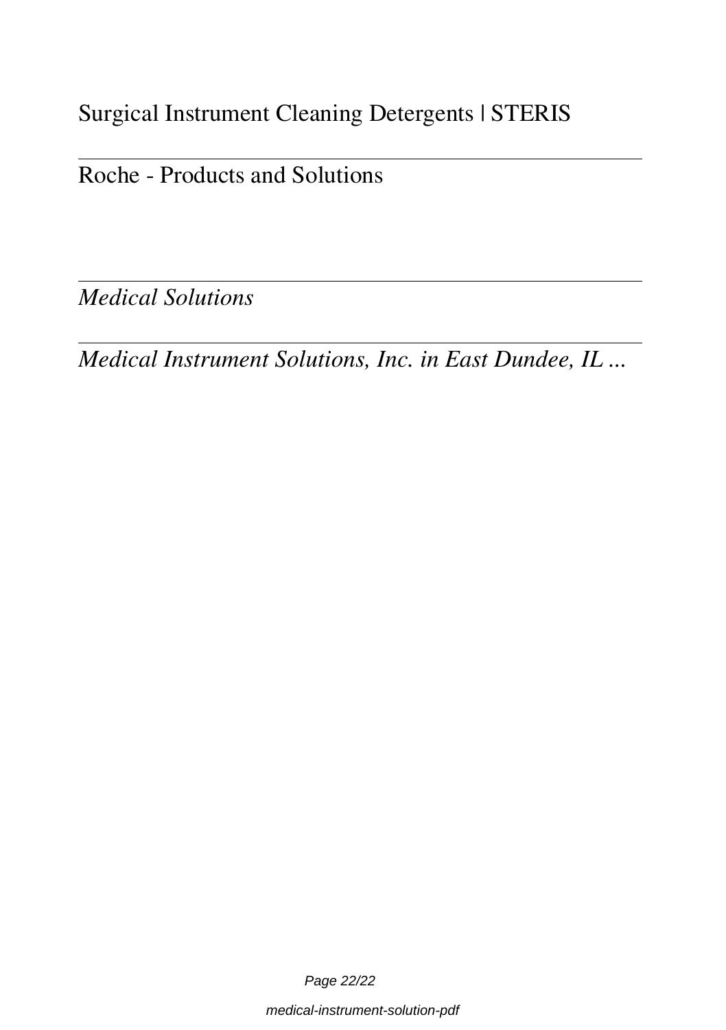Surgical Instrument Cleaning Detergents | STERIS

---

Roche - Products and Solutions

---

*Medical Solutions*

---

*Medical Instrument Solutions, Inc. in East Dundee, IL ...*